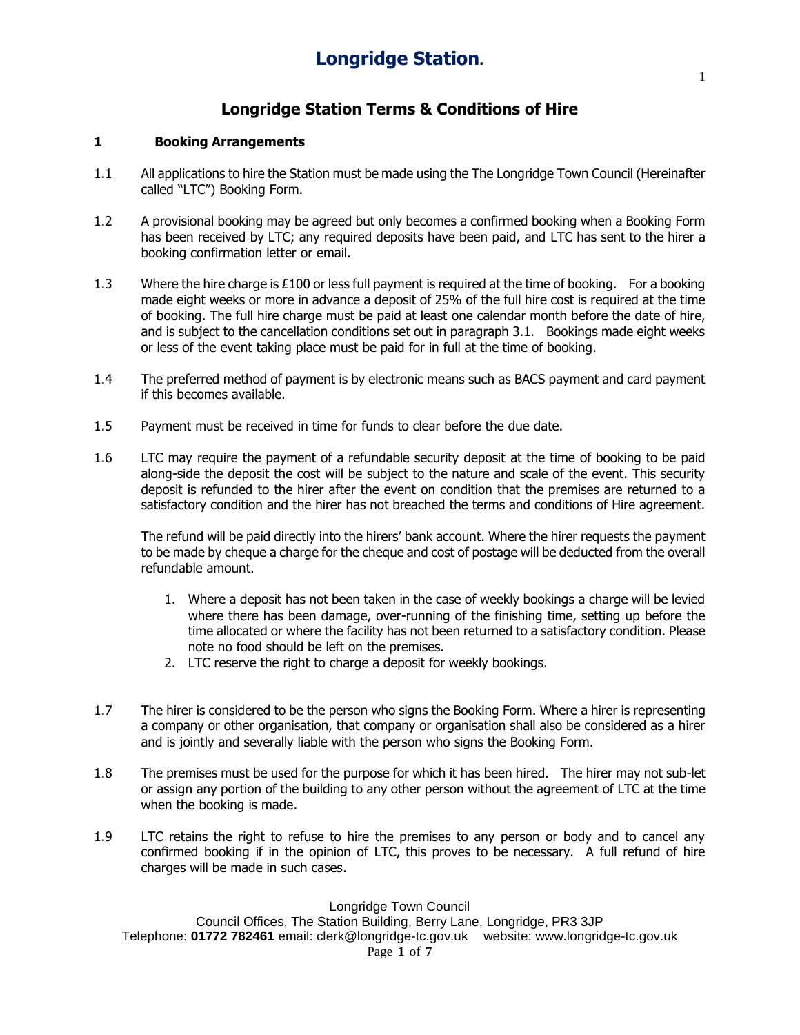# Longridge Station.

## Longridge Station Terms & Conditions of Hire

### 1 Booking Arrangements

1.1 All applications to hire the Station must be made using the The Longridge Town Council (Hereinafter called "LTC") Booking Form.

1.2 A provisional booking may be agreed but only becomes a confirmed booking when a Booking Form has been received by LTC; any required deposits have been paid, and LTC has sent to the hirer a booking confirmation letter or email.

1.3 Where the hire charge is £100 or less full payment is required at the time of booking. For a booking made eight weeks or more in advance a deposit of 25% of the full hire cost is required at the time of booking. The full hire charge must be paid at least one calendar month before the date of hire, and is subject to the cancellation conditions set out in paragraph 3.1. Bookings made eight weeks or less of the event taking place must be paid for in full at the time of booking.

1.4 The preferred method of payment is by electronic means such as BACS payment and card payment if this becomes available.

1.5 Payment must be received in time for funds to clear before the due date.

1.6 LTC may require the payment of a refundable security deposit at the time of booking to be paid along-side the deposit the cost will be subject to the nature and scale of the event. This security deposit is refunded to the hirer after the event on condition that the premises are returned to a satisfactory condition and the hirer has not breached the terms and conditions of Hire agreement.

The refund will be paid directly into the hirers' bank account. Where the hirer requests the payment to be made by cheque a charge for the cheque and cost of postage will be deducted from the overall refundable amount.

1. Where a deposit has not been taken in the case of weekly bookings a charge will be levied where there has been damage, over-running of the finishing time, setting up before the time allocated or where the facility has not been returned to a satisfactory condition. Please note no food should be left on the premises.
2. LTC reserve the right to charge a deposit for weekly bookings.

1.7 The hirer is considered to be the person who signs the Booking Form. Where a hirer is representing a company or other organisation, that company or organisation shall also be considered as a hirer and is jointly and severally liable with the person who signs the Booking Form.

1.8 The premises must be used for the purpose for which it has been hired. The hirer may not sub-let or assign any portion of the building to any other person without the agreement of LTC at the time when the booking is made.

1.9 LTC retains the right to refuse to hire the premises to any person or body and to cancel any confirmed booking if in the opinion of LTC, this proves to be necessary. A full refund of hire charges will be made in such cases.

Longridge Town Council
Council Offices, The Station Building, Berry Lane, Longridge, PR3 3JP
Telephone: **01772 782461** email: clerk@longridge-tc.gov.uk website: www.longridge-tc.gov.uk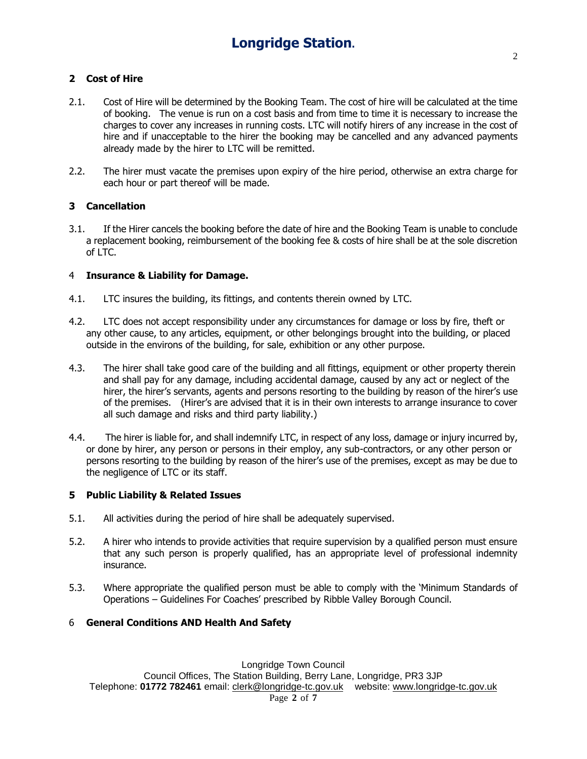## 2 Cost of Hire

2.1. Cost of Hire will be determined by the Booking Team. The cost of hire will be calculated at the time of booking. The venue is run on a cost basis and from time to time it is necessary to increase the charges to cover any increases in running costs. LTC will notify hirers of any increase in the cost of hire and if unacceptable to the hirer the booking may be cancelled and any advanced payments already made by the hirer to LTC will be remitted.

2.2. The hirer must vacate the premises upon expiry of the hire period, otherwise an extra charge for each hour or part thereof will be made.

## 3 Cancellation

3.1. If the Hirer cancels the booking before the date of hire and the Booking Team is unable to conclude a replacement booking, reimbursement of the booking fee & costs of hire shall be at the sole discretion of LTC.

## 4 Insurance & Liability for Damage.

4.1. LTC insures the building, its fittings, and contents therein owned by LTC.

4.2. LTC does not accept responsibility under any circumstances for damage or loss by fire, theft or any other cause, to any articles, equipment, or other belongings brought into the building, or placed outside in the environs of the building, for sale, exhibition or any other purpose.

4.3. The hirer shall take good care of the building and all fittings, equipment or other property therein and shall pay for any damage, including accidental damage, caused by any act or neglect of the hirer, the hirer's servants, agents and persons resorting to the building by reason of the hirer's use of the premises. (Hirer's are advised that it is in their own interests to arrange insurance to cover all such damage and risks and third party liability.)

4.4. The hirer is liable for, and shall indemnify LTC, in respect of any loss, damage or injury incurred by, or done by hirer, any person or persons in their employ, any sub-contractors, or any other person or persons resorting to the building by reason of the hirer's use of the premises, except as may be due to the negligence of LTC or its staff.

## 5 Public Liability & Related Issues

5.1. All activities during the period of hire shall be adequately supervised.

5.2. A hirer who intends to provide activities that require supervision by a qualified person must ensure that any such person is properly qualified, has an appropriate level of professional indemnity insurance.

5.3. Where appropriate the qualified person must be able to comply with the 'Minimum Standards of Operations – Guidelines For Coaches' prescribed by Ribble Valley Borough Council.

## 6 General Conditions AND Health And Safety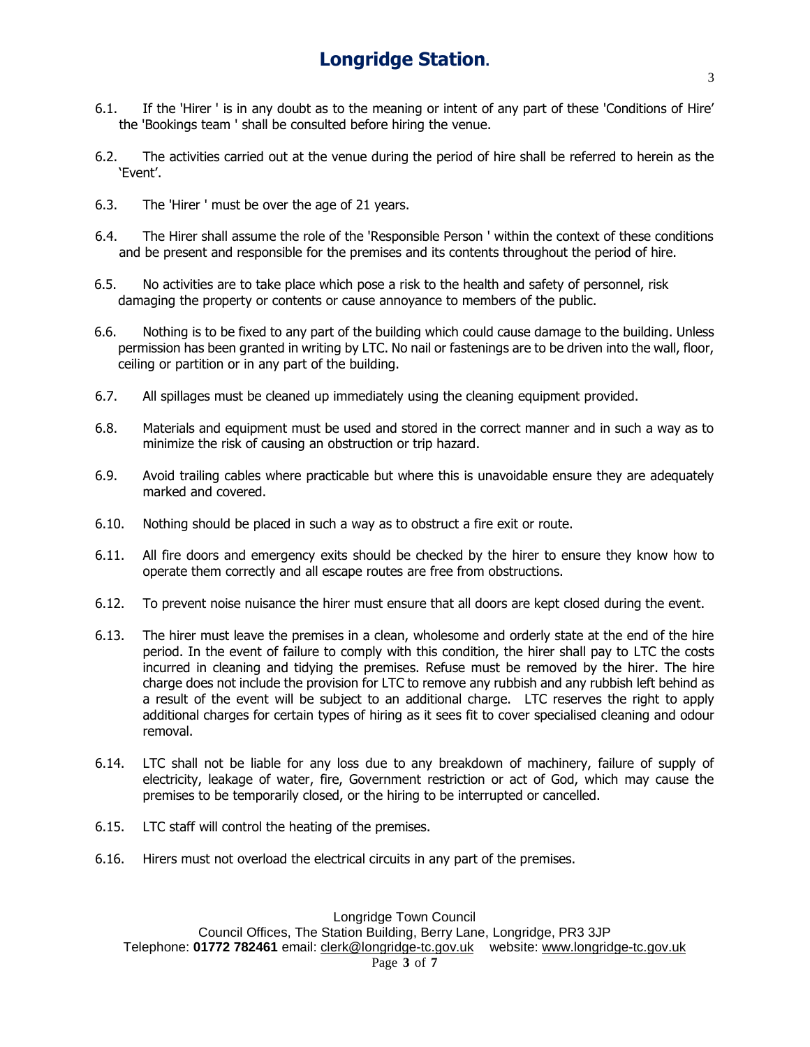6.1. If the 'Hirer ' is in any doubt as to the meaning or intent of any part of these 'Conditions of Hire' the 'Bookings team ' shall be consulted before hiring the venue.

6.2. The activities carried out at the venue during the period of hire shall be referred to herein as the 'Event'.

6.3. The 'Hirer ' must be over the age of 21 years.

6.4. The Hirer shall assume the role of the 'Responsible Person ' within the context of these conditions and be present and responsible for the premises and its contents throughout the period of hire.

6.5. No activities are to take place which pose a risk to the health and safety of personnel, risk damaging the property or contents or cause annoyance to members of the public.

6.6. Nothing is to be fixed to any part of the building which could cause damage to the building. Unless permission has been granted in writing by LTC. No nail or fastenings are to be driven into the wall, floor, ceiling or partition or in any part of the building.

6.7. All spillages must be cleaned up immediately using the cleaning equipment provided.

6.8. Materials and equipment must be used and stored in the correct manner and in such a way as to minimize the risk of causing an obstruction or trip hazard.

6.9. Avoid trailing cables where practicable but where this is unavoidable ensure they are adequately marked and covered.

6.10. Nothing should be placed in such a way as to obstruct a fire exit or route.

6.11. All fire doors and emergency exits should be checked by the hirer to ensure they know how to operate them correctly and all escape routes are free from obstructions.

6.12. To prevent noise nuisance the hirer must ensure that all doors are kept closed during the event.

6.13. The hirer must leave the premises in a clean, wholesome and orderly state at the end of the hire period. In the event of failure to comply with this condition, the hirer shall pay to LTC the costs incurred in cleaning and tidying the premises. Refuse must be removed by the hirer. The hire charge does not include the provision for LTC to remove any rubbish and any rubbish left behind as a result of the event will be subject to an additional charge. LTC reserves the right to apply additional charges for certain types of hiring as it sees fit to cover specialised cleaning and odour removal.

6.14. LTC shall not be liable for any loss due to any breakdown of machinery, failure of supply of electricity, leakage of water, fire, Government restriction or act of God, which may cause the premises to be temporarily closed, or the hiring to be interrupted or cancelled.

6.15. LTC staff will control the heating of the premises.

6.16. Hirers must not overload the electrical circuits in any part of the premises.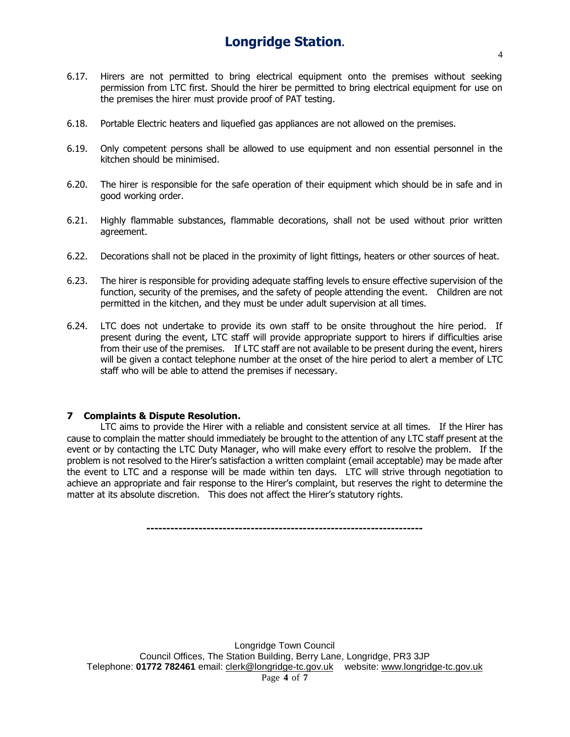6.17. Hirers are not permitted to bring electrical equipment onto the premises without seeking permission from LTC first. Should the hirer be permitted to bring electrical equipment for use on the premises the hirer must provide proof of PAT testing.

6.18. Portable Electric heaters and liquefied gas appliances are not allowed on the premises.

6.19. Only competent persons shall be allowed to use equipment and non essential personnel in the kitchen should be minimised.

6.20. The hirer is responsible for the safe operation of their equipment which should be in safe and in good working order.

6.21. Highly flammable substances, flammable decorations, shall not be used without prior written agreement.

6.22. Decorations shall not be placed in the proximity of light fittings, heaters or other sources of heat.

6.23. The hirer is responsible for providing adequate staffing levels to ensure effective supervision of the function, security of the premises, and the safety of people attending the event. Children are not permitted in the kitchen, and they must be under adult supervision at all times.

6.24. LTC does not undertake to provide its own staff to be onsite throughout the hire period. If present during the event, LTC staff will provide appropriate support to hirers if difficulties arise from their use of the premises. If LTC staff are not available to be present during the event, hirers will be given a contact telephone number at the onset of the hire period to alert a member of LTC staff who will be able to attend the premises if necessary.

## 7 Complaints & Dispute Resolution.

LTC aims to provide the Hirer with a reliable and consistent service at all times. If the Hirer has cause to complain the matter should immediately be brought to the attention of any LTC staff present at the event or by contacting the LTC Duty Manager, who will make every effort to resolve the problem. If the problem is not resolved to the Hirer's satisfaction a written complaint (email acceptable) may be made after the event to LTC and a response will be made within ten days. LTC will strive through negotiation to achieve an appropriate and fair response to the Hirer's complaint, but reserves the right to determine the matter at its absolute discretion. This does not affect the Hirer's statutory rights.

---------------------------------------------------------------------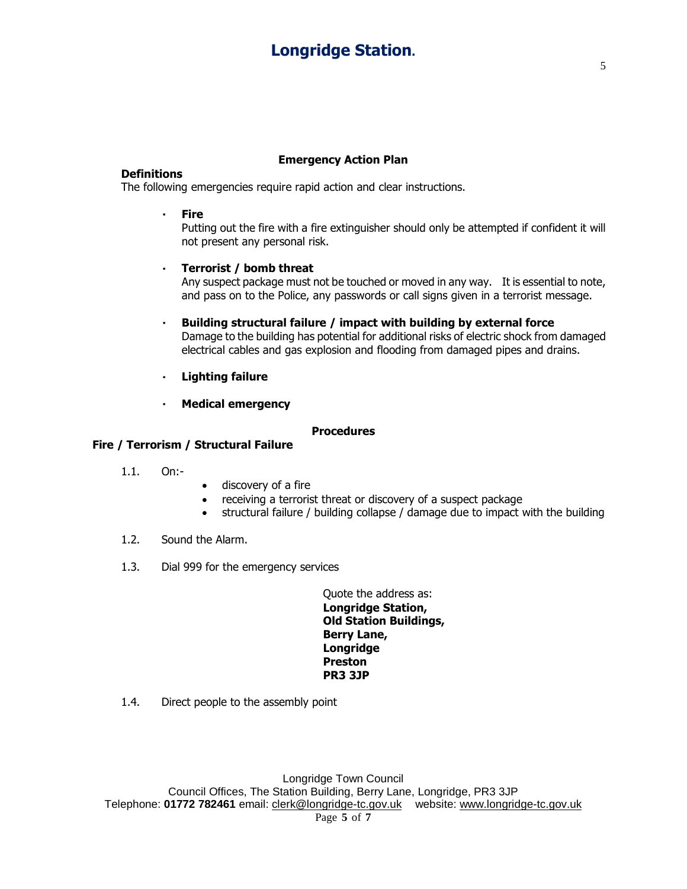## Emergency Action Plan

**Definitions**

The following emergencies require rapid action and clear instructions.

- **Fire**
  Putting out the fire with a fire extinguisher should only be attempted if confident it will not present any personal risk.

- **Terrorist / bomb threat**
  Any suspect package must not be touched or moved in any way. It is essential to note, and pass on to the Police, any passwords or call signs given in a terrorist message.

- **Building structural failure / impact with building by external force**
  Damage to the building has potential for additional risks of electric shock from damaged electrical cables and gas explosion and flooding from damaged pipes and drains.

- **Lighting failure**

- **Medical emergency**

### Procedures

**Fire / Terrorism / Structural Failure**

1.1. On:-

- discovery of a fire
- receiving a terrorist threat or discovery of a suspect package
- structural failure / building collapse / damage due to impact with the building

1.2. Sound the Alarm.

1.3. Dial 999 for the emergency services

Quote the address as:
**Longridge Station,**
**Old Station Buildings,**
**Berry Lane,**
**Longridge**
**Preston**
**PR3 3JP**

1.4. Direct people to the assembly point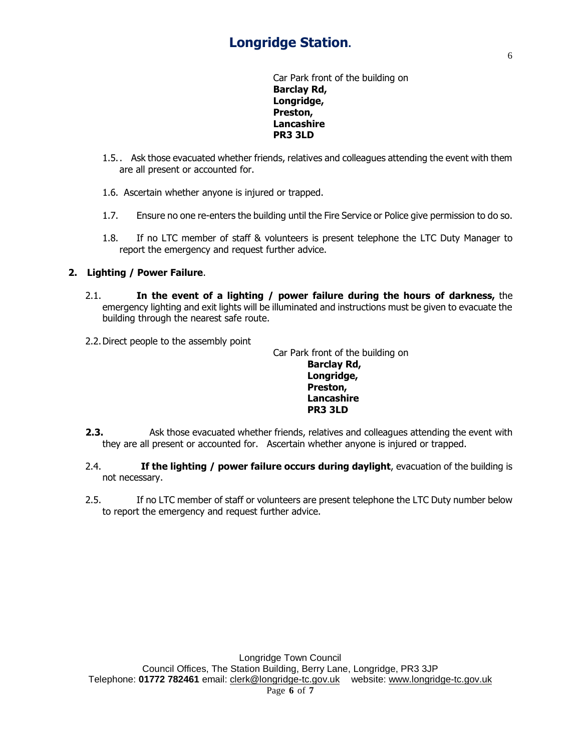Car Park front of the building on
**Barclay Rd,**
**Longridge,**
**Preston,**
**Lancashire**
**PR3 3LD**

1.5.. Ask those evacuated whether friends, relatives and colleagues attending the event with them are all present or accounted for.

1.6. Ascertain whether anyone is injured or trapped.

1.7. Ensure no one re-enters the building until the Fire Service or Police give permission to do so.

1.8. If no LTC member of staff & volunteers is present telephone the LTC Duty Manager to report the emergency and request further advice.

## 2. Lighting / Power Failure.

2.1. **In the event of a lighting / power failure during the hours of darkness,** the emergency lighting and exit lights will be illuminated and instructions must be given to evacuate the building through the nearest safe route.

2.2. Direct people to the assembly point

Car Park front of the building on
**Barclay Rd,**
**Longridge,**
**Preston,**
**Lancashire**
**PR3 3LD**

**2.3.** Ask those evacuated whether friends, relatives and colleagues attending the event with they are all present or accounted for. Ascertain whether anyone is injured or trapped.

2.4. **If the lighting / power failure occurs during daylight**, evacuation of the building is not necessary.

2.5. If no LTC member of staff or volunteers are present telephone the LTC Duty number below to report the emergency and request further advice.

Longridge Town Council
Council Offices, The Station Building, Berry Lane, Longridge, PR3 3JP
Telephone: **01772 782461** email: clerk@longridge-tc.gov.uk website: www.longridge-tc.gov.uk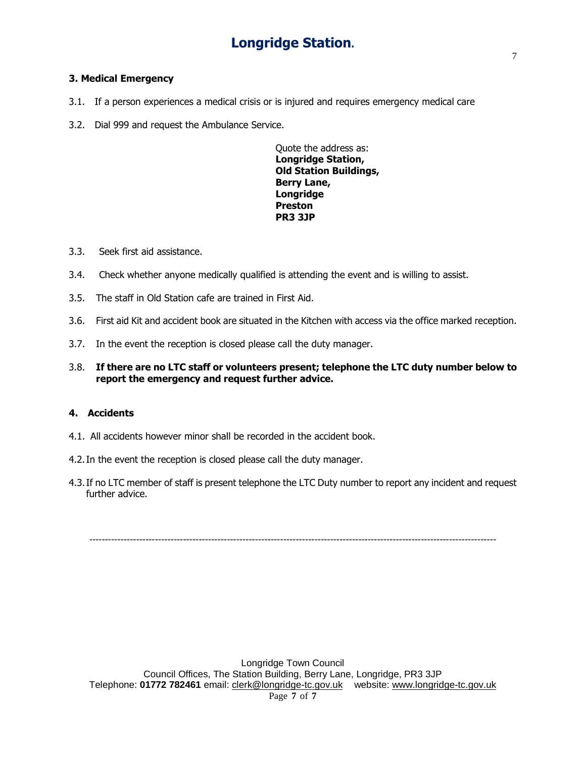### 3. Medical Emergency

3.1. If a person experiences a medical crisis or is injured and requires emergency medical care

3.2. Dial 999 and request the Ambulance Service.

Quote the address as:
**Longridge Station,**
**Old Station Buildings,**
**Berry Lane,**
**Longridge**
**Preston**
**PR3 3JP**

3.3. Seek first aid assistance.

3.4. Check whether anyone medically qualified is attending the event and is willing to assist.

3.5. The staff in Old Station cafe are trained in First Aid.

3.6. First aid Kit and accident book are situated in the Kitchen with access via the office marked reception.

3.7. In the event the reception is closed please call the duty manager.

3.8. **If there are no LTC staff or volunteers present; telephone the LTC duty number below to report the emergency and request further advice.**

### 4. Accidents

4.1. All accidents however minor shall be recorded in the accident book.

4.2. In the event the reception is closed please call the duty manager.

4.3. If no LTC member of staff is present telephone the LTC Duty number to report any incident and request further advice.

---

Longridge Town Council
Council Offices, The Station Building, Berry Lane, Longridge, PR3 3JP
Telephone: **01772 782461** email: clerk@longridge-tc.gov.uk website: www.longridge-tc.gov.uk